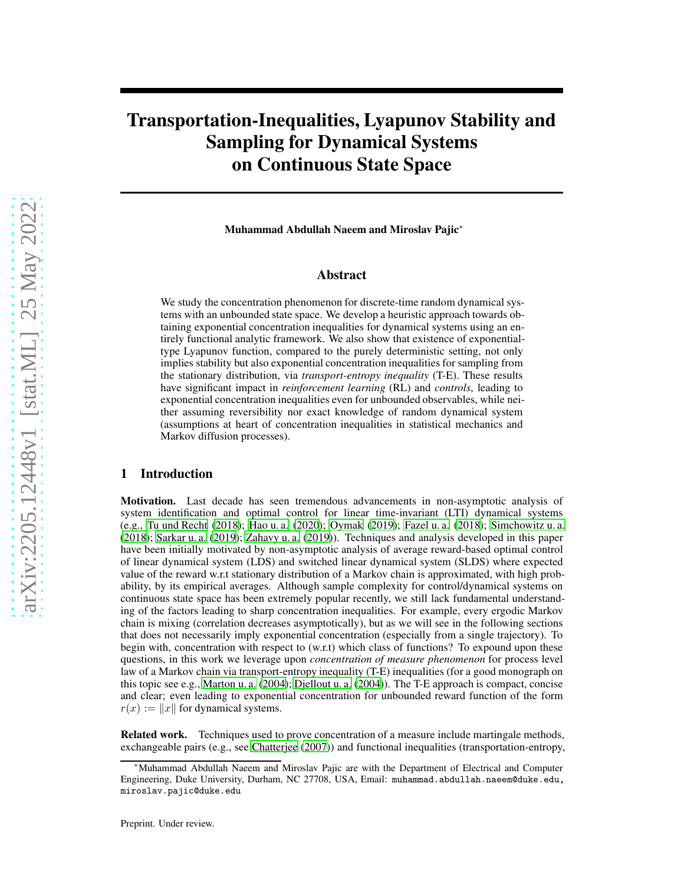# Transportation-Inequalities, Lyapunov Stability and Sampling for Dynamical Systems on Continuous State Space

**Muhammad Abdullah Naeem and Miroslav Pajic***

## Abstract

We study the concentration phenomenon for discrete-time random dynamical systems with an unbounded state space. We develop a heuristic approach towards obtaining exponential concentration inequalities for dynamical systems using an entirely functional analytic framework. We also show that existence of exponential-type Lyapunov function, compared to the purely deterministic setting, not only implies stability but also exponential concentration inequalities for sampling from the stationary distribution, via *transport-entropy inequality* (T-E). These results have significant impact in *reinforcement learning* (RL) and *controls*, leading to exponential concentration inequalities even for unbounded observables, while neither assuming reversibility nor exact knowledge of random dynamical system (assumptions at heart of concentration inequalities in statistical mechanics and Markov diffusion processes).

## 1 Introduction

**Motivation.** Last decade has seen tremendous advancements in non-asymptotic analysis of system identification and optimal control for linear time-invariant (LTI) dynamical systems (e.g., Tu und Recht (2018); Hao u. a. (2020); Oymak (2019); Fazel u. a. (2018); Simchowitz u. a. (2018); Sarkar u. a. (2019); Zahavy u. a. (2019)). Techniques and analysis developed in this paper have been initially motivated by non-asymptotic analysis of average reward-based optimal control of linear dynamical system (LDS) and switched linear dynamical system (SLDS) where expected value of the reward w.r.t stationary distribution of a Markov chain is approximated, with high probability, by its empirical averages. Although sample complexity for control/dynamical systems on continuous state space has been extremely popular recently, we still lack fundamental understanding of the factors leading to sharp concentration inequalities. For example, every ergodic Markov chain is mixing (correlation decreases asymptotically), but as we will see in the following sections that does not necessarily imply exponential concentration (especially from a single trajectory). To begin with, concentration with respect to (w.r.t) which class of functions? To expound upon these questions, in this work we leverage upon *concentration of measure phenomenon* for process level law of a Markov chain via transport-entropy inequality (T-E) inequalities (for a good monograph on this topic see e.g., Marton u. a. (2004); Djellout u. a. (2004)). The T-E approach is compact, concise and clear; even leading to exponential concentration for unbounded reward function of the form $r(x) := \|x\|$ for dynamical systems.

**Related work.** Techniques used to prove concentration of a measure include martingale methods, exchangeable pairs (e.g., see Chatterjee (2007)) and functional inequalities (transportation-entropy,

*Muhammad Abdullah Naeem and Miroslav Pajic are with the Department of Electrical and Computer Engineering, Duke University, Durham, NC 27708, USA, Email: muhammad.abdullah.naeem@duke.edu, miroslav.pajic@duke.edu

Preprint. Under review.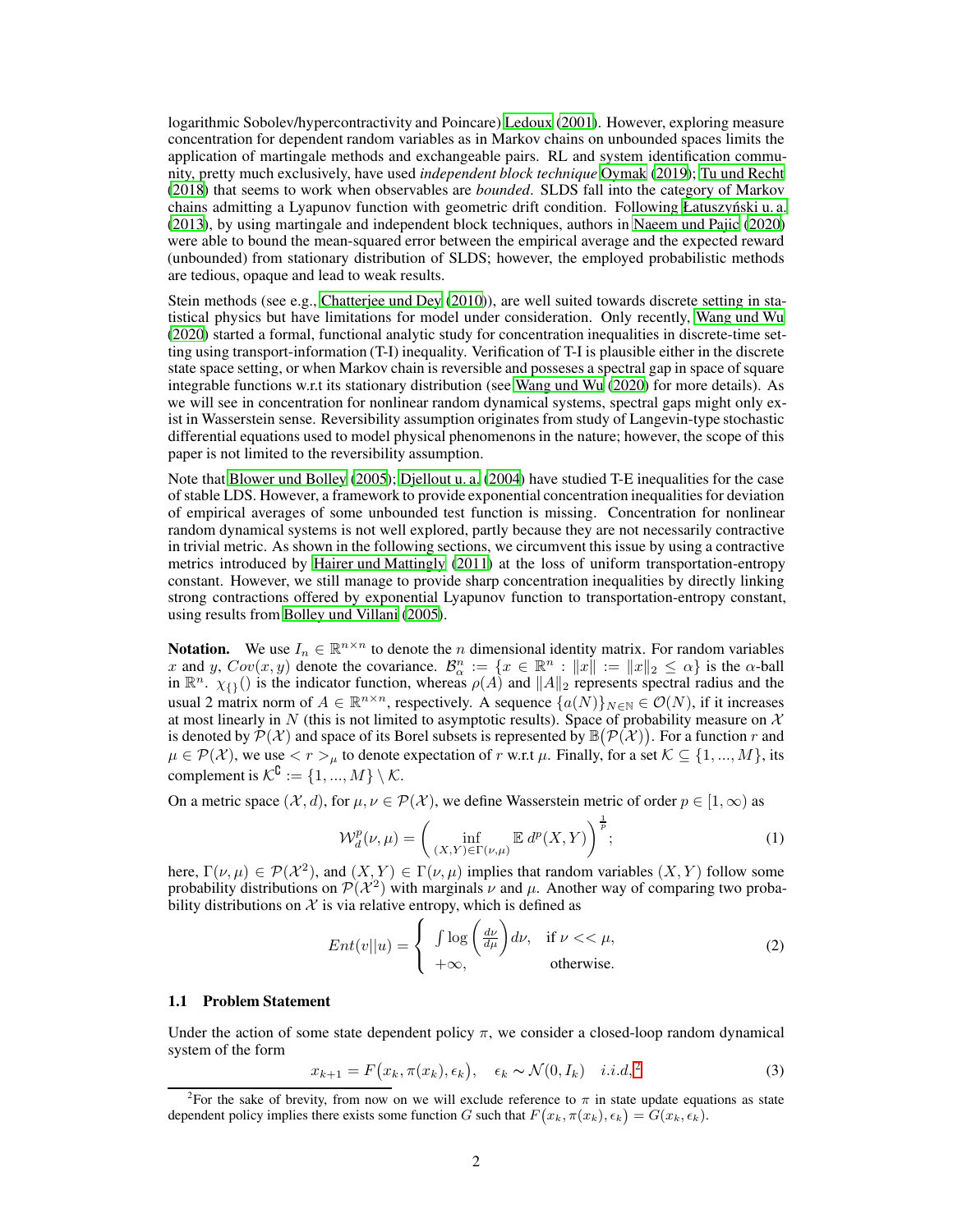logarithmic Sobolev/hypercontractivity and Poincare) Ledoux (2001). However, exploring measure concentration for dependent random variables as in Markov chains on unbounded spaces limits the application of martingale methods and exchangeable pairs. RL and system identification community, pretty much exclusively, have used *independent block technique* Oymak (2019); Tu und Recht (2018) that seems to work when observables are *bounded*. SLDS fall into the category of Markov chains admitting a Lyapunov function with geometric drift condition. Following Łatuszyński u. a. (2013), by using martingale and independent block techniques, authors in Naeem und Pajic (2020) were able to bound the mean-squared error between the empirical average and the expected reward (unbounded) from stationary distribution of SLDS; however, the employed probabilistic methods are tedious, opaque and lead to weak results.

Stein methods (see e.g., Chatterjee und Dey (2010)), are well suited towards discrete setting in statistical physics but have limitations for model under consideration. Only recently, Wang und Wu (2020) started a formal, functional analytic study for concentration inequalities in discrete-time setting using transport-information (T-I) inequality. Verification of T-I is plausible either in the discrete state space setting, or when Markov chain is reversible and posseses a spectral gap in space of square integrable functions w.r.t its stationary distribution (see Wang und Wu (2020) for more details). As we will see in concentration for nonlinear random dynamical systems, spectral gaps might only exist in Wasserstein sense. Reversibility assumption originates from study of Langevin-type stochastic differential equations used to model physical phenomenons in the nature; however, the scope of this paper is not limited to the reversibility assumption.

Note that Blower und Bolley (2005); Djellout u. a. (2004) have studied T-E inequalities for the case of stable LDS. However, a framework to provide exponential concentration inequalities for deviation of empirical averages of some unbounded test function is missing. Concentration for nonlinear random dynamical systems is not well explored, partly because they are not necessarily contractive in trivial metric. As shown in the following sections, we circumvent this issue by using a contractive metrics introduced by Hairer und Mattingly (2011) at the loss of uniform transportation-entropy constant. However, we still manage to provide sharp concentration inequalities by directly linking strong contractions offered by exponential Lyapunov function to transportation-entropy constant, using results from Bolley und Villani (2005).

**Notation.** We use $I_n \in \mathbb{R}^{n \times n}$ to denote the $n$ dimensional identity matrix. For random variables $x$ and $y$, $Cov(x, y)$ denote the covariance. $\mathcal{B}^n_\alpha := \{x \in \mathbb{R}^n : \|x\| := \|x\|_2 \leq \alpha\}$ is the $\alpha$-ball in $\mathbb{R}^n$. $\chi_{\{\}}()$ is the indicator function, whereas $\rho(A)$ and $\|A\|_2$ represents spectral radius and the usual 2 matrix norm of $A \in \mathbb{R}^{n \times n}$, respectively. A sequence $\{a(N)\}_{N \in \mathbb{N}} \in \mathcal{O}(N)$, if it increases at most linearly in $N$ (this is not limited to asymptotic results). Space of probability measure on $\mathcal{X}$ is denoted by $\mathcal{P}(\mathcal{X})$ and space of its Borel subsets is represented by $\mathbb{B}\big(\mathcal{P}(\mathcal{X})\big)$. For a function $r$ and $\mu \in \mathcal{P}(\mathcal{X})$, we use $< r >_\mu$ to denote expectation of $r$ w.r.t $\mu$. Finally, for a set $\mathcal{K} \subseteq \{1, ..., M\}$, its complement is $\mathcal{K}^{\complement} := \{1, ..., M\} \setminus \mathcal{K}$.

On a metric space $(\mathcal{X}, d)$, for $\mu, \nu \in \mathcal{P}(\mathcal{X})$, we define Wasserstein metric of order $p \in [1, \infty)$ as

$$\mathcal{W}^p_d(\nu, \mu) = \left( \inf_{(X,Y) \in \Gamma(\nu,\mu)} \mathbb{E}\, d^p(X, Y) \right)^{\frac{1}{p}}; \tag{1}$$

here, $\Gamma(\nu, \mu) \in \mathcal{P}(\mathcal{X}^2)$, and $(X, Y) \in \Gamma(\nu, \mu)$ implies that random variables $(X, Y)$ follow some probability distributions on $\mathcal{P}(\mathcal{X}^2)$ with marginals $\nu$ and $\mu$. Another way of comparing two probability distributions on $\mathcal{X}$ is via relative entropy, which is defined as

$$Ent(v||u) = \begin{cases} \int \log\left(\frac{d\nu}{d\mu}\right) d\nu, & \text{if } \nu << \mu, \\ +\infty, & \text{otherwise.} \end{cases} \tag{2}$$

### 1.1 Problem Statement

Under the action of some state dependent policy $\pi$, we consider a closed-loop random dynamical system of the form

$$x_{k+1} = F\big(x_k, \pi(x_k), \epsilon_k\big), \quad \epsilon_k \sim \mathcal{N}(0, I_k) \quad i.i.d,[2] \tag{3}$$

[2] For the sake of brevity, from now on we will exclude reference to $\pi$ in state update equations as state dependent policy implies there exists some function $G$ such that $F\big(x_k, \pi(x_k), \epsilon_k\big) = G(x_k, \epsilon_k)$.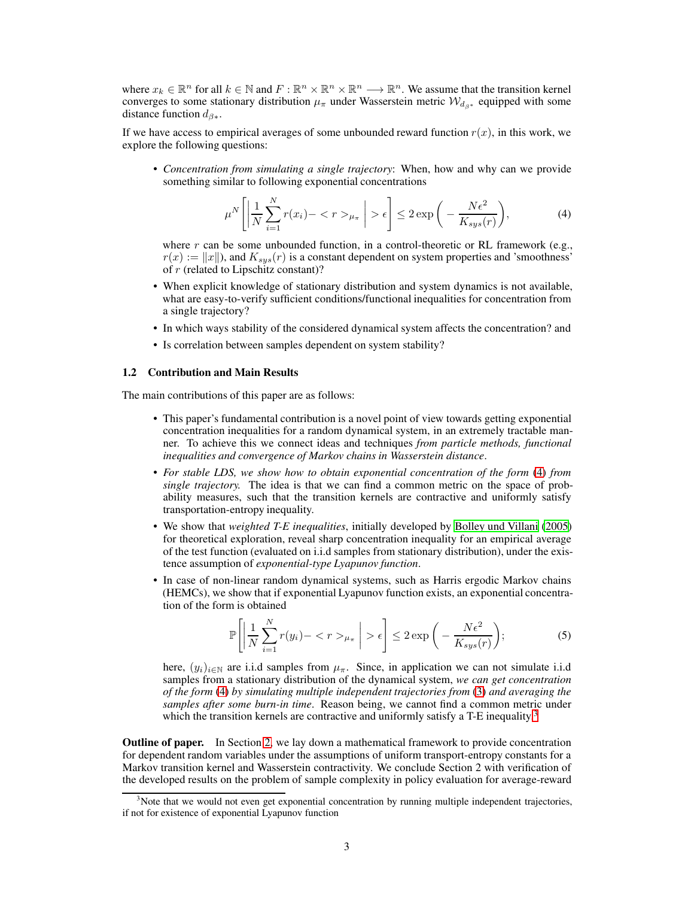where $x_k \in \mathbb{R}^n$ for all $k \in \mathbb{N}$ and $F : \mathbb{R}^n \times \mathbb{R}^n \times \mathbb{R}^n \longrightarrow \mathbb{R}^n$. We assume that the transition kernel converges to some stationary distribution $\mu_\pi$ under Wasserstein metric $\mathcal{W}_{d_{\beta*}}$ equipped with some distance function $d_{\beta*}$.

If we have access to empirical averages of some unbounded reward function $r(x)$, in this work, we explore the following questions:

- *Concentration from simulating a single trajectory*: When, how and why can we provide something similar to following exponential concentrations

$$\mu^N \left[ \left| \frac{1}{N} \sum_{i=1}^{N} r(x_i) - < r >_{\mu_\pi} \right| > \epsilon \right] \leq 2 \exp\left( - \frac{N\epsilon^2}{K_{sys}(r)} \right), \tag{4}$$

  where $r$ can be some unbounded function, in a control-theoretic or RL framework (e.g., $r(x) := \|x\|$), and $K_{sys}(r)$ is a constant dependent on system properties and 'smoothness' of $r$ (related to Lipschitz constant)?
- When explicit knowledge of stationary distribution and system dynamics is not available, what are easy-to-verify sufficient conditions/functional inequalities for concentration from a single trajectory?
- In which ways stability of the considered dynamical system affects the concentration? and
- Is correlation between samples dependent on system stability?

### 1.2 Contribution and Main Results

The main contributions of this paper are as follows:

- This paper's fundamental contribution is a novel point of view towards getting exponential concentration inequalities for a random dynamical system, in an extremely tractable manner. To achieve this we connect ideas and techniques *from particle methods, functional inequalities and convergence of Markov chains in Wasserstein distance*.
- *For stable LDS, we show how to obtain exponential concentration of the form* (4) *from single trajectory.* The idea is that we can find a common metric on the space of probability measures, such that the transition kernels are contractive and uniformly satisfy transportation-entropy inequality.
- We show that *weighted T-E inequalities*, initially developed by Bolley und Villani (2005) for theoretical exploration, reveal sharp concentration inequality for an empirical average of the test function (evaluated on i.i.d samples from stationary distribution), under the existence assumption of *exponential-type Lyapunov function*.
- In case of non-linear random dynamical systems, such as Harris ergodic Markov chains (HEMCs), we show that if exponential Lyapunov function exists, an exponential concentration of the form is obtained

$$\mathbb{P} \left[ \left| \frac{1}{N} \sum_{i=1}^{N} r(y_i) - < r >_{\mu_\pi} \right| > \epsilon \right] \leq 2 \exp\left( - \frac{N\epsilon^2}{K_{sys}(r)} \right); \tag{5}$$

  here, $(y_i)_{i \in \mathbb{N}}$ are i.i.d samples from $\mu_\pi$. Since, in application we can not simulate i.i.d samples from a stationary distribution of the dynamical system, *we can get concentration of the form* (4) *by simulating multiple independent trajectories from* (3) *and averaging the samples after some burn-in time*. Reason being, we cannot find a common metric under which the transition kernels are contractive and uniformly satisfy a T-E inequality.[3]

**Outline of paper.** In Section 2, we lay down a mathematical framework to provide concentration for dependent random variables under the assumptions of uniform transport-entropy constants for a Markov transition kernel and Wasserstein contractivity. We conclude Section 2 with verification of the developed results on the problem of sample complexity in policy evaluation for average-reward

[3] Note that we would not even get exponential concentration by running multiple independent trajectories, if not for existence of exponential Lyapunov function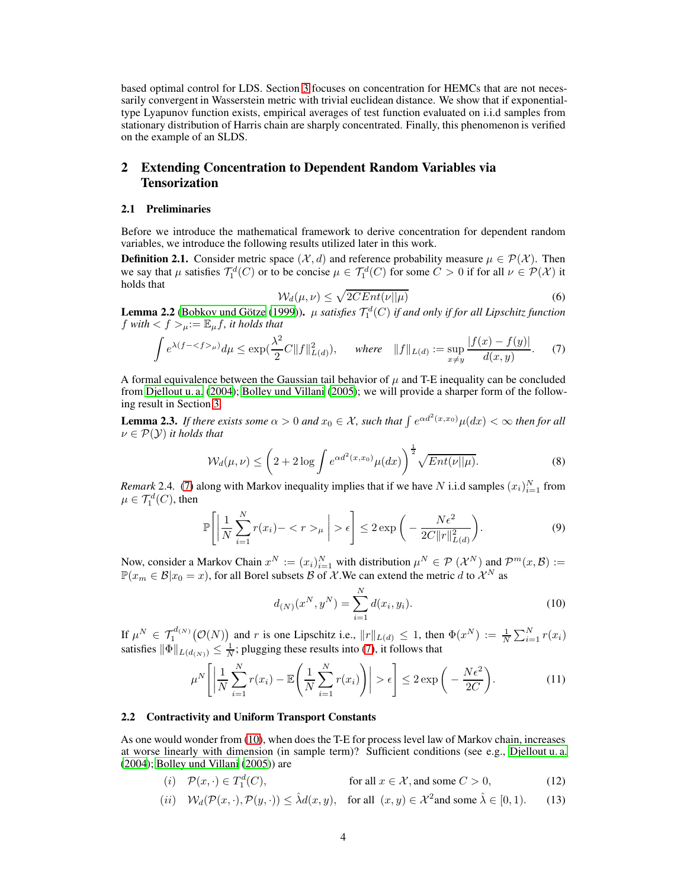based optimal control for LDS. Section 3 focuses on concentration for HEMCs that are not necessarily convergent in Wasserstein metric with trivial euclidean distance. We show that if exponential-type Lyapunov function exists, empirical averages of test function evaluated on i.i.d samples from stationary distribution of Harris chain are sharply concentrated. Finally, this phenomenon is verified on the example of an SLDS.

## 2 Extending Concentration to Dependent Random Variables via Tensorization

### 2.1 Preliminaries

Before we introduce the mathematical framework to derive concentration for dependent random variables, we introduce the following results utilized later in this work.

**Definition 2.1.** Consider metric space $(\mathcal{X}, d)$ and reference probability measure $\mu \in \mathcal{P}(\mathcal{X})$. Then we say that $\mu$ satisfies $\mathcal{T}_1^d(C)$ or to be concise $\mu \in \mathcal{T}_1^d(C)$ for some $C > 0$ if for all $\nu \in \mathcal{P}(\mathcal{X})$ it holds that

$$\mathcal{W}_d(\mu, \nu) \leq \sqrt{2CEnt(\nu||\mu)} \tag{6}$$

**Lemma 2.2** (Bobkov und Götze (1999)). *$\mu$ satisfies $\mathcal{T}_1^d(C)$ if and only if for all Lipschitz function $f$ with $< f >_\mu := \mathbb{E}_\mu f$, it holds that*

$$\int e^{\lambda(f - <f>_\mu)} d\mu \leq \exp(\frac{\lambda^2}{2} C\|f\|^2_{L(d)}), \quad \text{where} \quad \|f\|_{L(d)} := \sup_{x \neq y} \frac{|f(x) - f(y)|}{d(x,y)}. \tag{7}$$

A formal equivalence between the Gaussian tail behavior of $\mu$ and T-E inequality can be concluded from Djellout u. a. (2004); Bolley und Villani (2005); we will provide a sharper form of the following result in Section 3.

**Lemma 2.3.** *If there exists some $\alpha > 0$ and $x_0 \in \mathcal{X}$, such that $\int e^{\alpha d^2(x,x_0)} \mu(dx) < \infty$ then for all $\nu \in \mathcal{P}(\mathcal{Y})$ it holds that*

$$\mathcal{W}_d(\mu, \nu) \leq \left(2 + 2\log \int e^{\alpha d^2(x,x_0)} \mu(dx)\right)^{\frac{1}{2}} \sqrt{Ent(\nu||\mu)}. \tag{8}$$

*Remark* 2.4. (7) along with Markov inequality implies that if we have $N$ i.i.d samples $(x_i)_{i=1}^N$ from $\mu \in \mathcal{T}_1^d(C)$, then

$$\mathbb{P}\left[\left|\frac{1}{N}\sum_{i=1}^N r(x_i) - < r >_\mu \right| > \epsilon\right] \leq 2\exp\left(-\frac{N\epsilon^2}{2C\|r\|^2_{L(d)}}\right). \tag{9}$$

Now, consider a Markov Chain $x^N := (x_i)_{i=1}^N$ with distribution $\mu^N \in \mathcal{P}(\mathcal{X}^N)$ and $\mathcal{P}^m(x, \mathcal{B}) := \mathbb{P}(x_m \in \mathcal{B}|x_0 = x)$, for all Borel subsets $\mathcal{B}$ of $\mathcal{X}$. We can extend the metric $d$ to $\mathcal{X}^N$ as

$$d_{(N)}(x^N, y^N) = \sum_{i=1}^N d(x_i, y_i). \tag{10}$$

If $\mu^N \in \mathcal{T}_1^{d_{(N)}}(\mathcal{O}(N))$ and $r$ is one Lipschitz i.e., $\|r\|_{L(d)} \leq 1$, then $\Phi(x^N) := \frac{1}{N}\sum_{i=1}^N r(x_i)$ satisfies $\|\Phi\|_{L(d_{(N)})} \leq \frac{1}{N}$; plugging these results into (7), it follows that

$$\mu^N\left[\left|\frac{1}{N}\sum_{i=1}^N r(x_i) - \mathbb{E}\left(\frac{1}{N}\sum_{i=1}^N r(x_i)\right)\right| > \epsilon\right] \leq 2\exp\left(-\frac{N\epsilon^2}{2C}\right). \tag{11}$$

### 2.2 Contractivity and Uniform Transport Constants

As one would wonder from (10), when does the T-E for process level law of Markov chain, increases at worse linearly with dimension (in sample term)? Sufficient conditions (see e.g., Djellout u. a. (2004); Bolley und Villani (2005)) are

$$(i) \quad \mathcal{P}(x, \cdot) \in T_1^d(C), \qquad \text{for all } x \in \mathcal{X}, \text{and some } C > 0, \tag{12}$$

$$(ii) \quad \mathcal{W}_d(\mathcal{P}(x, \cdot), \mathcal{P}(y, \cdot)) \leq \hat{\lambda} d(x,y), \quad \text{for all } (x,y) \in \mathcal{X}^2 \text{and some } \hat{\lambda} \in [0, 1). \tag{13}$$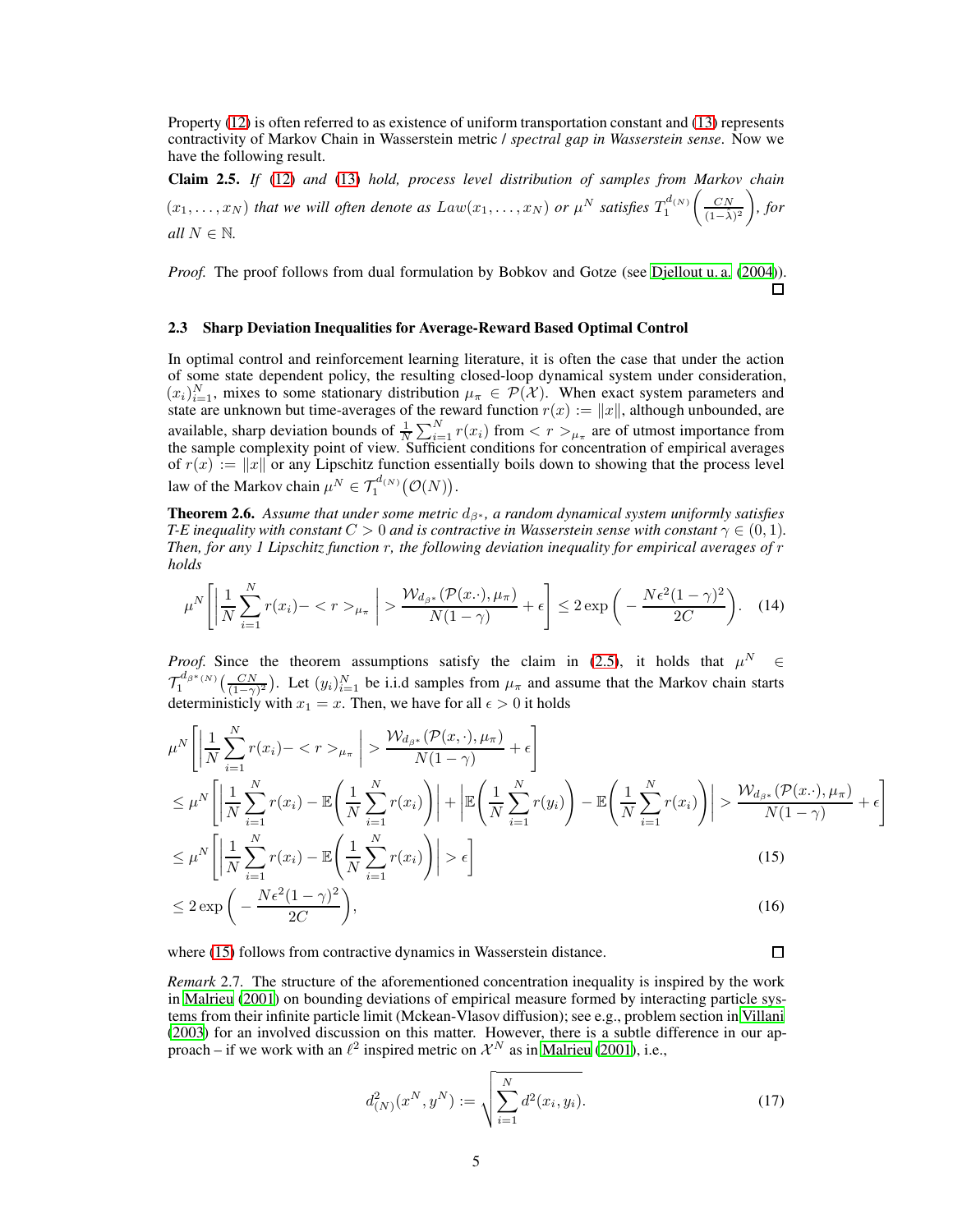Property (12) is often referred to as existence of uniform transportation constant and (13) represents contractivity of Markov Chain in Wasserstein metric / *spectral gap in Wasserstein sense*. Now we have the following result.

**Claim 2.5.** *If* (12) *and* (13) *hold, process level distribution of samples from Markov chain* $(x_1, \ldots, x_N)$ *that we will often denote as* $Law(x_1, \ldots, x_N)$ *or* $\mu^N$ *satisfies* $T_1^{d_{(N)}}\left(\frac{CN}{(1-\lambda)^2}\right)$*, for all* $N \in \mathbb{N}$*.*

*Proof.* The proof follows from dual formulation by Bobkov and Gotze (see Djellout u. a. (2004)). ∎

### 2.3 Sharp Deviation Inequalities for Average-Reward Based Optimal Control

In optimal control and reinforcement learning literature, it is often the case that under the action of some state dependent policy, the resulting closed-loop dynamical system under consideration, $(x_i)_{i=1}^N$, mixes to some stationary distribution $\mu_\pi \in \mathcal{P}(\mathcal{X})$. When exact system parameters and state are unknown but time-averages of the reward function $r(x) := \|x\|$, although unbounded, are available, sharp deviation bounds of $\frac{1}{N}\sum_{i=1}^N r(x_i)$ from $< r >_{\mu_\pi}$ are of utmost importance from the sample complexity point of view. Sufficient conditions for concentration of empirical averages of $r(x) := \|x\|$ or any Lipschitz function essentially boils down to showing that the process level law of the Markov chain $\mu^N \in \mathcal{T}_1^{d_{(N)}}\big(\mathcal{O}(N)\big)$.

**Theorem 2.6.** *Assume that under some metric* $d_{\beta^*}$*, a random dynamical system uniformly satisfies T-E inequality with constant* $C > 0$ *and is contractive in Wasserstein sense with constant* $\gamma \in (0, 1)$*. Then, for any 1 Lipschitz function* $r$*, the following deviation inequality for empirical averages of* $r$ *holds*

$$\mu^N\left[\left|\frac{1}{N}\sum_{i=1}^N r(x_i) - < r >_{\mu_\pi}\right| > \frac{\mathcal{W}_{d_{\beta^*}}(\mathcal{P}(x.\cdot), \mu_\pi)}{N(1-\gamma)} + \epsilon\right] \le 2\exp\left(-\frac{N\epsilon^2(1-\gamma)^2}{2C}\right). \tag{14}$$

*Proof.* Since the theorem assumptions satisfy the claim in (2.5), it holds that $\mu^N \in \mathcal{T}_1^{d_{\beta^*(N)}}\big(\frac{CN}{(1-\gamma)^2}\big)$. Let $(y_i)_{i=1}^N$ be i.i.d samples from $\mu_\pi$ and assume that the Markov chain starts deterministicly with $x_1 = x$. Then, we have for all $\epsilon > 0$ it holds

$$\begin{aligned}
&\mu^N\left[\left|\frac{1}{N}\sum_{i=1}^N r(x_i) - < r >_{\mu_\pi}\right| > \frac{\mathcal{W}_{d_{\beta^*}}(\mathcal{P}(x, \cdot), \mu_\pi)}{N(1-\gamma)} + \epsilon\right] \\
&\le \mu^N\left[\left|\frac{1}{N}\sum_{i=1}^N r(x_i) - \mathbb{E}\left(\frac{1}{N}\sum_{i=1}^N r(x_i)\right)\right| + \left|\mathbb{E}\left(\frac{1}{N}\sum_{i=1}^N r(y_i)\right) - \mathbb{E}\left(\frac{1}{N}\sum_{i=1}^N r(x_i)\right)\right| > \frac{\mathcal{W}_{d_{\beta^*}}(\mathcal{P}(x.\cdot), \mu_\pi)}{N(1-\gamma)} + \epsilon\right] \\
&\le \mu^N\left[\left|\frac{1}{N}\sum_{i=1}^N r(x_i) - \mathbb{E}\left(\frac{1}{N}\sum_{i=1}^N r(x_i)\right)\right| > \epsilon\right] \qquad (15) \\
&\le 2\exp\left(-\frac{N\epsilon^2(1-\gamma)^2}{2C}\right), \qquad (16)
\end{aligned}$$

where (15) follows from contractive dynamics in Wasserstein distance. ∎

*Remark* 2.7. The structure of the aforementioned concentration inequality is inspired by the work in Malrieu (2001) on bounding deviations of empirical measure formed by interacting particle systems from their infinite particle limit (Mckean-Vlasov diffusion); see e.g., problem section in Villani (2003) for an involved discussion on this matter. However, there is a subtle difference in our approach – if we work with an $\ell^2$ inspired metric on $\mathcal{X}^N$ as in Malrieu (2001), i.e.,

$$d_{(N)}^2(x^N, y^N) := \sqrt{\sum_{i=1}^N d^2(x_i, y_i)}. \tag{17}$$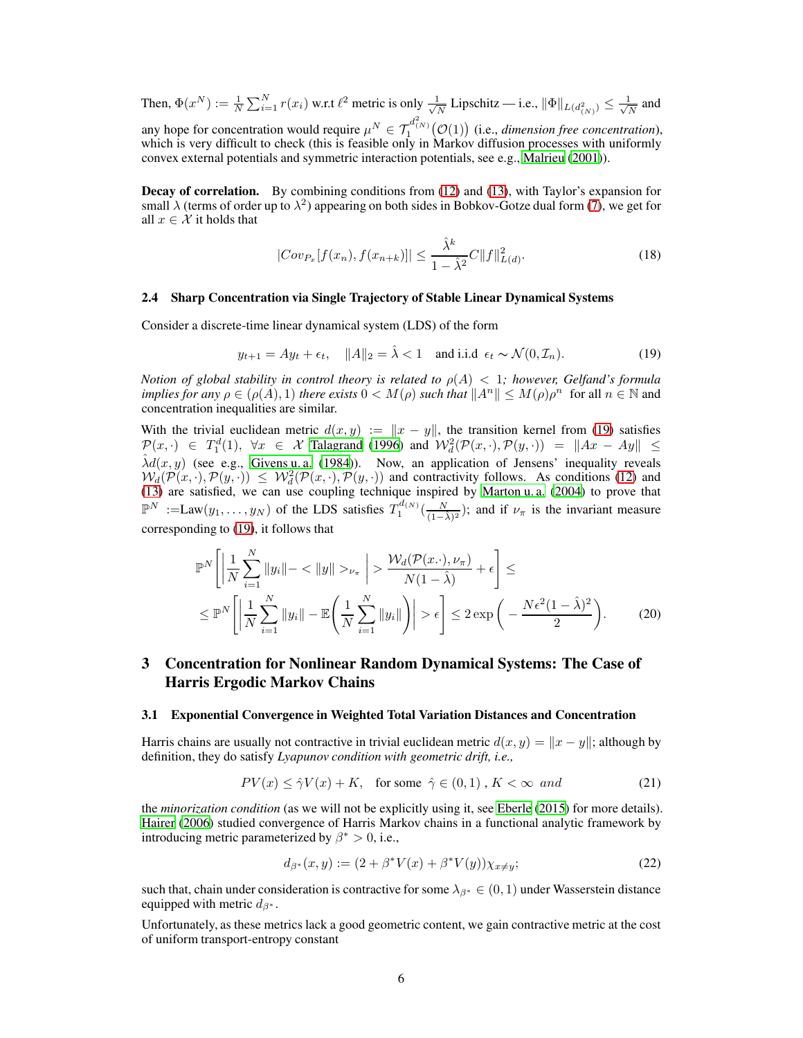Then, $\Phi(x^N) := \frac{1}{N}\sum_{i=1}^N r(x_i)$ w.r.t $\ell^2$ metric is only $\frac{1}{\sqrt{N}}$ Lipschitz — i.e., $\|\Phi\|_{L(d^2_{(N)})} \leq \frac{1}{\sqrt{N}}$ and any hope for concentration would require $\mu^N \in \mathcal{T}_1^{d^2_{(N)}}(\mathcal{O}(1))$ (i.e., *dimension free concentration*), which is very difficult to check (this is feasible only in Markov diffusion processes with uniformly convex external potentials and symmetric interaction potentials, see e.g., Malrieu (2001)).

**Decay of correlation.** By combining conditions from (12) and (13), with Taylor's expansion for small $\lambda$ (terms of order up to $\lambda^2$) appearing on both sides in Bobkov-Gotze dual form (7), we get for all $x \in \mathcal{X}$ it holds that

$$|Cov_{P_x}[f(x_n), f(x_{n+k})]| \leq \frac{\hat{\lambda}^k}{1-\hat{\lambda}^2} C\|f\|^2_{L(d)}. \tag{18}$$

### 2.4 Sharp Concentration via Single Trajectory of Stable Linear Dynamical Systems

Consider a discrete-time linear dynamical system (LDS) of the form

$$y_{t+1} = Ay_t + \epsilon_t, \quad \|A\|_2 = \hat{\lambda} < 1 \quad \text{and i.i.d } \epsilon_t \sim \mathcal{N}(0, \mathcal{I}_n). \tag{19}$$

*Notion of global stability in control theory is related to $\rho(A) < 1$; however, Gelfand's formula implies for any $\rho \in (\rho(A), 1)$ there exists $0 < M(\rho)$ such that $\|A^n\| \leq M(\rho)\rho^n$* for all $n \in \mathbb{N}$ and concentration inequalities are similar.

With the trivial euclidean metric $d(x, y) := \|x - y\|$, the transition kernel from (19) satisfies $\mathcal{P}(x, \cdot) \in T_1^d(1)$, $\forall x \in \mathcal{X}$ Talagrand (1996) and $\mathcal{W}_d^2(\mathcal{P}(x, \cdot), \mathcal{P}(y, \cdot)) = \|Ax - Ay\| \leq \hat{\lambda} d(x, y)$ (see e.g., Givens u. a. (1984)). Now, an application of Jensens' inequality reveals $\mathcal{W}_d(\mathcal{P}(x, \cdot), \mathcal{P}(y, \cdot)) \leq \mathcal{W}_d^2(\mathcal{P}(x, \cdot), \mathcal{P}(y, \cdot))$ and contractivity follows. As conditions (12) and (13) are satisfied, we can use coupling technique inspired by Marton u. a. (2004) to prove that $\mathbb{P}^N$ :=Law$(y_1, \ldots, y_N)$ of the LDS satisfies $T_1^{d_{(N)}}(\frac{N}{(1-\hat{\lambda})^2})$; and if $\nu_\pi$ is the invariant measure corresponding to (19), it follows that

$$\begin{aligned}
&\mathbb{P}^N\left[\left|\frac{1}{N}\sum_{i=1}^N \|y_i\| - <\|y\|>_{\nu_\pi}\right| > \frac{\mathcal{W}_d(\mathcal{P}(x.\cdot), \nu_\pi)}{N(1-\hat{\lambda})} + \epsilon\right] \leq \\
&\leq \mathbb{P}^N\left[\left|\frac{1}{N}\sum_{i=1}^N \|y_i\| - \mathbb{E}\left(\frac{1}{N}\sum_{i=1}^N \|y_i\|\right)\right| > \epsilon\right] \leq 2\exp\left(-\frac{N\epsilon^2(1-\hat{\lambda})^2}{2}\right).
\end{aligned} \tag{20}$$

## 3 Concentration for Nonlinear Random Dynamical Systems: The Case of Harris Ergodic Markov Chains

### 3.1 Exponential Convergence in Weighted Total Variation Distances and Concentration

Harris chains are usually not contractive in trivial euclidean metric $d(x, y) = \|x - y\|$; although by definition, they do satisfy *Lyapunov condition with geometric drift, i.e.,*

$$PV(x) \leq \hat{\gamma}V(x) + K, \quad \text{for some } \hat{\gamma} \in (0, 1)\ , K < \infty \ \ and \tag{21}$$

the *minorization condition* (as we will not be explicitly using it, see Eberle (2015) for more details). Hairer (2006) studied convergence of Harris Markov chains in a functional analytic framework by introducing metric parameterized by $\beta^* > 0$, i.e.,

$$d_{\beta^*}(x, y) := (2 + \beta^* V(x) + \beta^* V(y))\chi_{x \neq y}; \tag{22}$$

such that, chain under consideration is contractive for some $\lambda_{\beta^*} \in (0, 1)$ under Wasserstein distance equipped with metric $d_{\beta^*}$.

Unfortunately, as these metrics lack a good geometric content, we gain contractive metric at the cost of uniform transport-entropy constant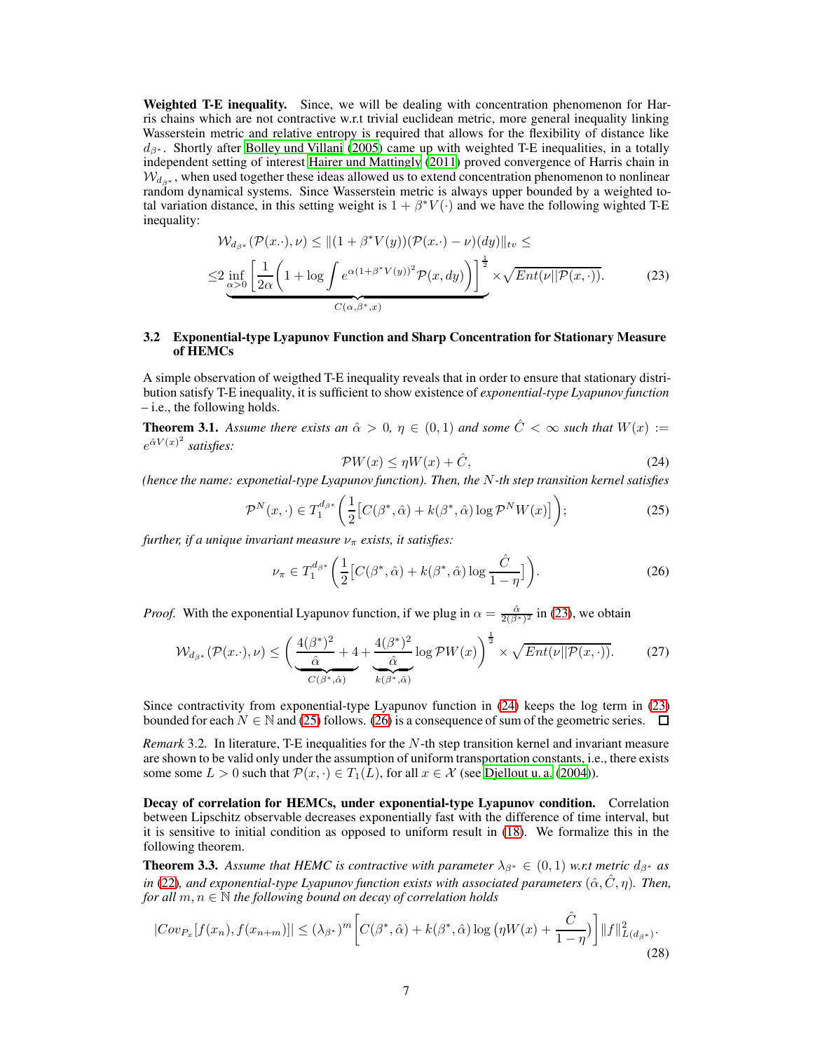**Weighted T-E inequality.** Since, we will be dealing with concentration phenomenon for Harris chains which are not contractive w.r.t trivial euclidean metric, more general inequality linking Wasserstein metric and relative entropy is required that allows for the flexibility of distance like $d_{\beta^*}$. Shortly after Bolley und Villani (2005) came up with weighted T-E inequalities, in a totally independent setting of interest Hairer und Mattingly (2011) proved convergence of Harris chain in $\mathcal{W}_{d_{\beta^*}}$, when used together these ideas allowed us to extend concentration phenomenon to nonlinear random dynamical systems. Since Wasserstein metric is always upper bounded by a weighted total variation distance, in this setting weight is $1 + \beta^* V(\cdot)$ and we have the following wighted T-E inequality:

$$\mathcal{W}_{d_{\beta^*}}(\mathcal{P}(x.\cdot), \nu) \leq \|(1 + \beta^* V(y))(\mathcal{P}(x.\cdot) - \nu)(dy)\|_{tv} \leq$$
$$\leq \underbrace{2 \inf_{\alpha > 0} \left[ \frac{1}{2\alpha} \left( 1 + \log \int e^{\alpha (1+\beta^* V(y))^2} \mathcal{P}(x, dy) \right) \right]^{\frac{1}{2}}}_{C(\alpha, \beta^*, x)} \times \sqrt{Ent(\nu || \mathcal{P}(x, \cdot))}. \tag{23}$$

### 3.2 Exponential-type Lyapunov Function and Sharp Concentration for Stationary Measure of HEMCs

A simple observation of weigthed T-E inequality reveals that in order to ensure that stationary distribution satisfy T-E inequality, it is sufficient to show existence of *exponential-type Lyapunov function* – i.e., the following holds.

**Theorem 3.1.** *Assume there exists an $\hat{\alpha} > 0$, $\eta \in (0, 1)$ and some $\hat{C} < \infty$ such that $W(x) := e^{\hat{\alpha} V(x)^2}$ satisfies:*

$$\mathcal{P}W(x) \leq \eta W(x) + \hat{C}, \tag{24}$$

*(hence the name: exponetial-type Lyapunov function). Then, the $N$-th step transition kernel satisfies*

$$\mathcal{P}^N(x, \cdot) \in T_1^{d_{\beta^*}} \left( \frac{1}{2} \big[ C(\beta^*, \hat{\alpha}) + k(\beta^*, \hat{\alpha}) \log \mathcal{P}^N W(x) \big] \right); \tag{25}$$

*further, if a unique invariant measure $\nu_\pi$ exists, it satisfies:*

$$\nu_\pi \in T_1^{d_{\beta^*}} \left( \frac{1}{2} \big[ C(\beta^*, \hat{\alpha}) + k(\beta^*, \hat{\alpha}) \log \frac{\hat{C}}{1 - \eta} \big] \right). \tag{26}$$

*Proof.* With the exponential Lyapunov function, if we plug in $\alpha = \frac{\hat{\alpha}}{2(\beta^*)^2}$ in (23), we obtain

$$\mathcal{W}_{d_{\beta^*}}(\mathcal{P}(x.\cdot), \nu) \leq \Big( \underbrace{\frac{4(\beta^*)^2}{\hat{\alpha}} + 4}_{C(\beta^*, \hat{\alpha})} + \underbrace{\frac{4(\beta^*)^2}{\hat{\alpha}}}_{k(\beta^*, \hat{\alpha})} \log \mathcal{P}W(x) \Big)^{\frac{1}{2}} \times \sqrt{Ent(\nu || \mathcal{P}(x, \cdot))}. \tag{27}$$

Since contractivity from exponential-type Lyapunov function in (24) keeps the log term in (23) bounded for each $N \in \mathbb{N}$ and (25) follows. (26) is a consequence of sum of the geometric series. $\square$

*Remark* 3.2. In literature, T-E inequalities for the $N$-th step transition kernel and invariant measure are shown to be valid only under the assumption of uniform transportation constants, i.e., there exists some some $L > 0$ such that $\mathcal{P}(x, \cdot) \in T_1(L)$, for all $x \in \mathcal{X}$ (see Djellout u. a. (2004)).

**Decay of correlation for HEMCs, under exponential-type Lyapunov condition.** Correlation between Lipschitz observable decreases exponentially fast with the difference of time interval, but it is sensitive to initial condition as opposed to uniform result in (18). We formalize this in the following theorem.

**Theorem 3.3.** *Assume that HEMC is contractive with parameter $\lambda_{\beta^*} \in (0, 1)$ w.r.t metric $d_{\beta^*}$ as in (22), and exponential-type Lyapunov function exists with associated parameters $(\hat{\alpha}, \hat{C}, \eta)$. Then, for all $m, n \in \mathbb{N}$ the following bound on decay of correlation holds*

$$|Cov_{P_x}[f(x_n), f(x_{n+m})]| \leq (\lambda_{\beta^*})^m \left[ C(\beta^*, \hat{\alpha}) + k(\beta^*, \hat{\alpha}) \log \left( \eta W(x) + \frac{\hat{C}}{1 - \eta} \right) \right] \|f\|^2_{L(d_{\beta^*})}. \tag{28}$$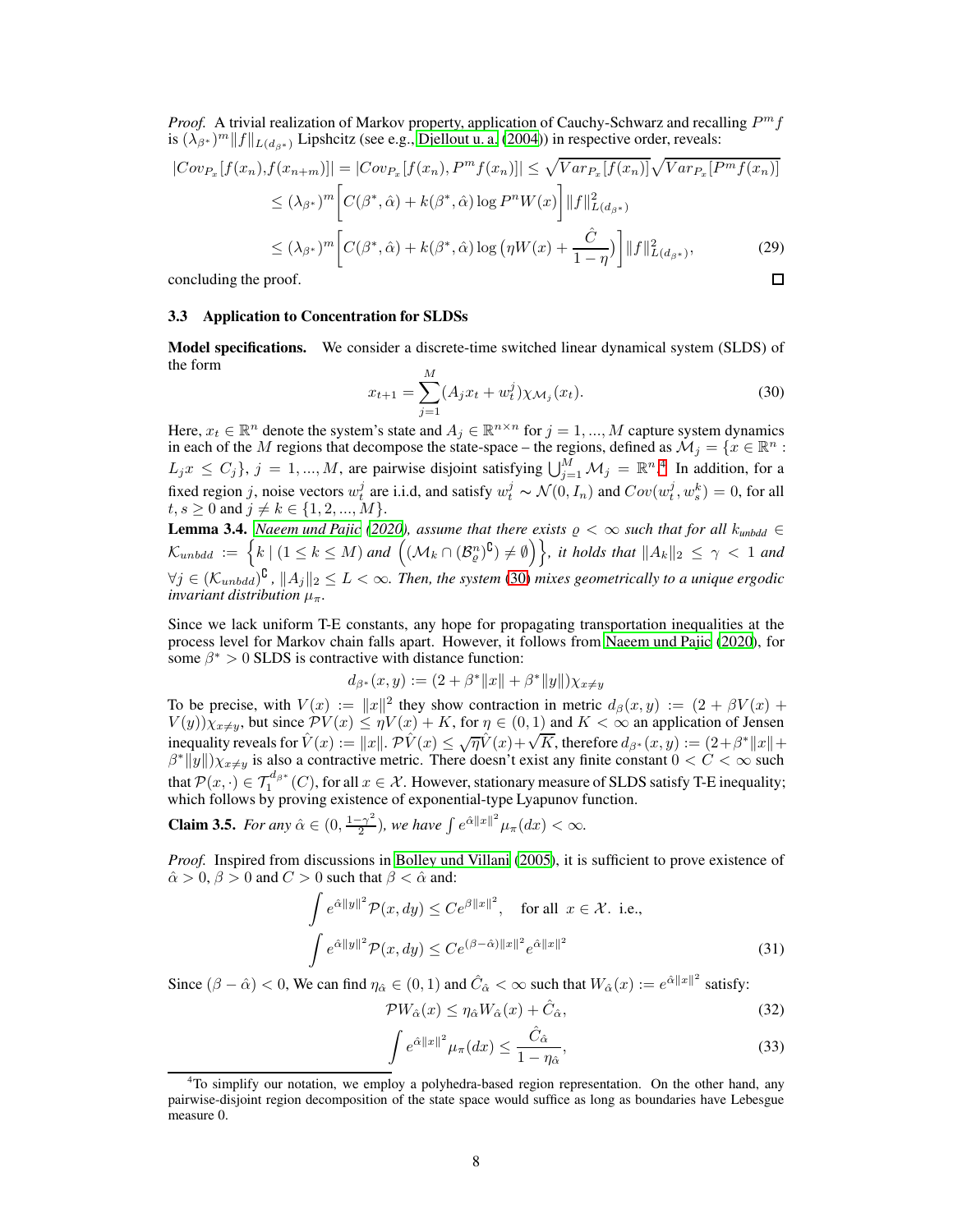*Proof.* A trivial realization of Markov property, application of Cauchy-Schwarz and recalling $P^m f$ is $(\lambda_{\beta^*})^m \|f\|_{L(d_{\beta^*})}$ Lipshcitz (see e.g., Djellout u. a. (2004)) in respective order, reveals:

$$
\begin{aligned}
|Cov_{P_x}[f(x_n),f(x_{n+m})]| &= |Cov_{P_x}[f(x_n), P^m f(x_n)]| \leq \sqrt{Var_{P_x}[f(x_n)]}\sqrt{Var_{P_x}[P^m f(x_n)]} \\
&\leq (\lambda_{\beta^*})^m \bigg[ C(\beta^*, \hat{\alpha}) + k(\beta^*, \hat{\alpha}) \log P^n W(x) \bigg] \|f\|^2_{L(d_{\beta^*})} \\
&\leq (\lambda_{\beta^*})^m \bigg[ C(\beta^*, \hat{\alpha}) + k(\beta^*, \hat{\alpha}) \log \big( \eta W(x) + \frac{\hat{C}}{1-\eta} \big) \bigg] \|f\|^2_{L(d_{\beta^*})},
\end{aligned} \tag{29}
$$

concluding the proof. □

### 3.3 Application to Concentration for SLDSs

**Model specifications.** We consider a discrete-time switched linear dynamical system (SLDS) of the form

$$
x_{t+1} = \sum_{j=1}^{M} (A_j x_t + w_t^j) \chi_{\mathcal{M}_j}(x_t). \tag{30}
$$

Here, $x_t \in \mathbb{R}^n$ denote the system's state and $A_j \in \mathbb{R}^{n \times n}$ for $j = 1, ..., M$ capture system dynamics in each of the $M$ regions that decompose the state-space – the regions, defined as $\mathcal{M}_j = \{x \in \mathbb{R}^n : L_j x \leq C_j\}$, $j = 1, ..., M$, are pairwise disjoint satisfying $\bigcup_{j=1}^{M} \mathcal{M}_j = \mathbb{R}^n$.[4] In addition, for a fixed region $j$, noise vectors $w_t^j$ are i.i.d, and satisfy $w_t^j \sim \mathcal{N}(0, I_n)$ and $Cov(w_t^j, w_s^k) = 0$, for all $t, s \geq 0$ and $j \neq k \in \{1, 2, ..., M\}$.

**Lemma 3.4.** *Naeem und Pajic (2020), assume that there exists $\varrho < \infty$ such that for all $k_{unbdd} \in \mathcal{K}_{unbdd} := \Big\{ k \mid (1 \leq k \leq M)$ and $\Big( (\mathcal{M}_k \cap (\mathcal{B}_\varrho^n)^\complement) \neq \emptyset \Big) \Big\}$, it holds that $\|A_k\|_2 \leq \gamma < 1$ and $\forall j \in (\mathcal{K}_{unbdd})^\complement$, $\|A_j\|_2 \leq L < \infty$. Then, the system (30) mixes geometrically to a unique ergodic invariant distribution $\mu_\pi$.*

Since we lack uniform T-E constants, any hope for propagating transportation inequalities at the process level for Markov chain falls apart. However, it follows from Naeem und Pajic (2020), for some $\beta^* > 0$ SLDS is contractive with distance function:

$$
d_{\beta^*}(x, y) := (2 + \beta^* \|x\| + \beta^* \|y\|) \chi_{x \neq y}
$$

To be precise, with $V(x) := \|x\|^2$ they show contraction in metric $d_\beta(x, y) := (2 + \beta V(x) + V(y))\chi_{x \neq y}$, but since $\mathcal{P}V(x) \leq \eta V(x) + K$, for $\eta \in (0, 1)$ and $K < \infty$ an application of Jensen inequality reveals for $\hat{V}(x) := \|x\|$. $\mathcal{P}\hat{V}(x) \leq \sqrt{\eta}\hat{V}(x) + \sqrt{K}$, therefore $d_{\beta^*}(x, y) := (2 + \beta^* \|x\| + \beta^* \|y\|)\chi_{x \neq y}$ is also a contractive metric. There doesn't exist any finite constant $0 < C < \infty$ such that $\mathcal{P}(x, \cdot) \in \mathcal{T}_1^{d_{\beta^*}}(C)$, for all $x \in \mathcal{X}$. However, stationary measure of SLDS satisfy T-E inequality; which follows by proving existence of exponential-type Lyapunov function.

**Claim 3.5.** *For any $\hat{\alpha} \in (0, \frac{1-\gamma^2}{2})$, we have $\int e^{\hat{\alpha}\|x\|^2} \mu_\pi(dx) < \infty$.*

*Proof.* Inspired from discussions in Bolley und Villani (2005), it is sufficient to prove existence of $\hat{\alpha} > 0, \beta > 0$ and $C > 0$ such that $\beta < \hat{\alpha}$ and:

$$
\begin{aligned}
&\int e^{\hat{\alpha}\|y\|^2} \mathcal{P}(x, dy) \leq C e^{\beta \|x\|^2}, \quad \text{for all } x \in \mathcal{X}. \text{ i.e.,} \\
&\int e^{\hat{\alpha}\|y\|^2} \mathcal{P}(x, dy) \leq C e^{(\beta - \hat{\alpha})\|x\|^2} e^{\hat{\alpha}\|x\|^2}
\end{aligned} \tag{31}
$$

Since $(\beta - \hat{\alpha}) < 0$, We can find $\eta_{\hat{\alpha}} \in (0, 1)$ and $\hat{C}_{\hat{\alpha}} < \infty$ such that $W_{\hat{\alpha}}(x) := e^{\hat{\alpha}\|x\|^2}$ satisfy:

$$
\mathcal{P}W_{\hat{\alpha}}(x) \leq \eta_{\hat{\alpha}} W_{\hat{\alpha}}(x) + \hat{C}_{\hat{\alpha}}, \tag{32}
$$

$$
\int e^{\hat{\alpha}\|x\|^2} \mu_\pi(dx) \leq \frac{\hat{C}_{\hat{\alpha}}}{1 - \eta_{\hat{\alpha}}}, \tag{33}
$$

[4] To simplify our notation, we employ a polyhedra-based region representation. On the other hand, any pairwise-disjoint region decomposition of the state space would suffice as long as boundaries have Lebesgue measure 0.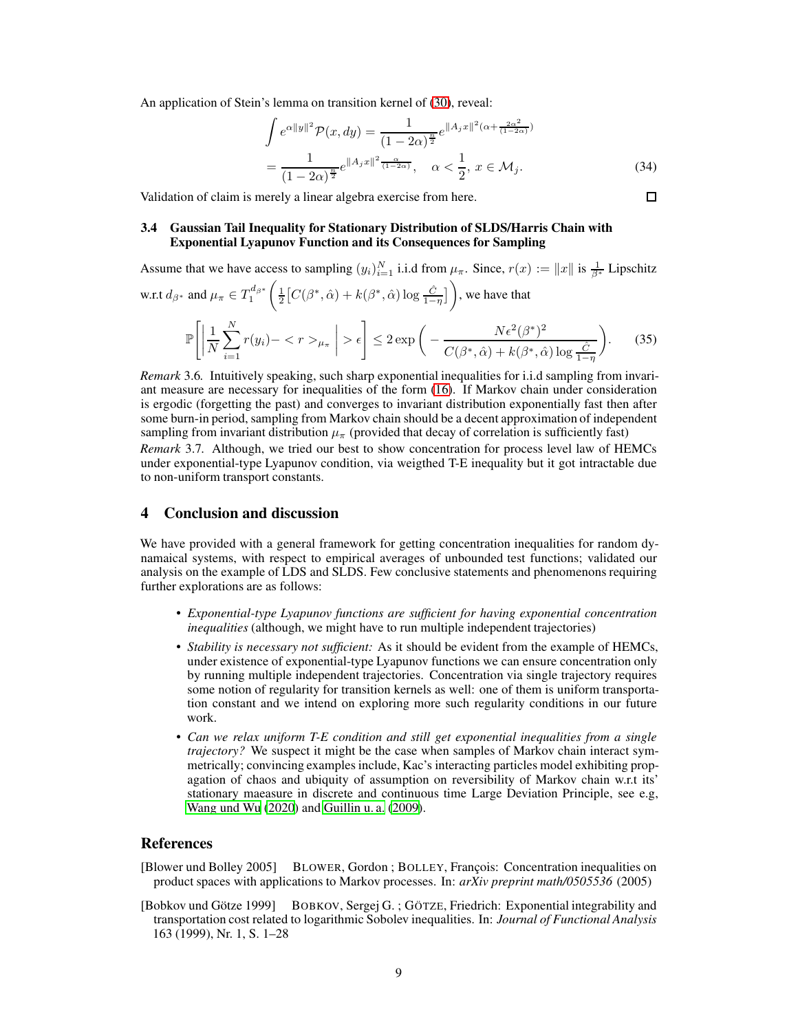An application of Stein's lemma on transition kernel of (30), reveal:

$$
\begin{aligned}
\int e^{\alpha\|y\|^2}\mathcal{P}(x,dy) &= \frac{1}{(1-2\alpha)^{\frac{n}{2}}} e^{\|A_j x\|^2(\alpha + \frac{2\alpha^2}{(1-2\alpha)})} \\
&= \frac{1}{(1-2\alpha)^{\frac{n}{2}}} e^{\|A_j x\|^2 \frac{\alpha}{(1-2\alpha)}}, \quad \alpha < \frac{1}{2},\ x \in \mathcal{M}_j.
\end{aligned} \tag{34}
$$

Validation of claim is merely a linear algebra exercise from here. □

### 3.4 Gaussian Tail Inequality for Stationary Distribution of SLDS/Harris Chain with Exponential Lyapunov Function and its Consequences for Sampling

Assume that we have access to sampling $(y_i)_{i=1}^N$ i.i.d from $\mu_\pi$. Since, $r(x) := \|x\|$ is $\frac{1}{\beta^*}$ Lipschitz w.r.t $d_{\beta^*}$ and $\mu_\pi \in T_1^{d_{\beta^*}}\left(\frac{1}{2}\left[C(\beta^*,\hat{\alpha}) + k(\beta^*,\hat{\alpha})\log\frac{\hat{C}}{1-\eta}\right]\right)$, we have that

$$
\mathbb{P}\left[\left|\frac{1}{N}\sum_{i=1}^N r(y_i) - < r >_{\mu_\pi}\right| > \epsilon\right] \leq 2\exp\left(-\frac{N\epsilon^2(\beta^*)^2}{C(\beta^*,\hat{\alpha}) + k(\beta^*,\hat{\alpha})\log\frac{\hat{C}}{1-\eta}}\right). \tag{35}
$$

*Remark* 3.6. Intuitively speaking, such sharp exponential inequalities for i.i.d sampling from invariant measure are necessary for inequalities of the form (16). If Markov chain under consideration is ergodic (forgetting the past) and converges to invariant distribution exponentially fast then after some burn-in period, sampling from Markov chain should be a decent approximation of independent sampling from invariant distribution $\mu_\pi$ (provided that decay of correlation is sufficiently fast)

*Remark* 3.7. Although, we tried our best to show concentration for process level law of HEMCs under exponential-type Lyapunov condition, via weigthed T-E inequality but it got intractable due to non-uniform transport constants.

## 4 Conclusion and discussion

We have provided with a general framework for getting concentration inequalities for random dynamaical systems, with respect to empirical averages of unbounded test functions; validated our analysis on the example of LDS and SLDS. Few conclusive statements and phenomenons requiring further explorations are as follows:

- *Exponential-type Lyapunov functions are sufficient for having exponential concentration inequalities* (although, we might have to run multiple independent trajectories)
- *Stability is necessary not sufficient:* As it should be evident from the example of HEMCs, under existence of exponential-type Lyapunov functions we can ensure concentration only by running multiple independent trajectories. Concentration via single trajectory requires some notion of regularity for transition kernels as well: one of them is uniform transportation constant and we intend on exploring more such regularity conditions in our future work.
- *Can we relax uniform T-E condition and still get exponential inequalities from a single trajectory?* We suspect it might be the case when samples of Markov chain interact symmetrically; convincing examples include, Kac's interacting particles model exhibiting propagation of chaos and ubiquity of assumption on reversibility of Markov chain w.r.t its' stationary maeasure in discrete and continuous time Large Deviation Principle, see e.g, Wang und Wu (2020) and Guillin u. a. (2009).

## References

[Blower und Bolley 2005] BLOWER, Gordon ; BOLLEY, François: Concentration inequalities on product spaces with applications to Markov processes. In: *arXiv preprint math/0505536* (2005)

[Bobkov und Götze 1999] BOBKOV, Sergej G. ; GÖTZE, Friedrich: Exponential integrability and transportation cost related to logarithmic Sobolev inequalities. In: *Journal of Functional Analysis* 163 (1999), Nr. 1, S. 1–28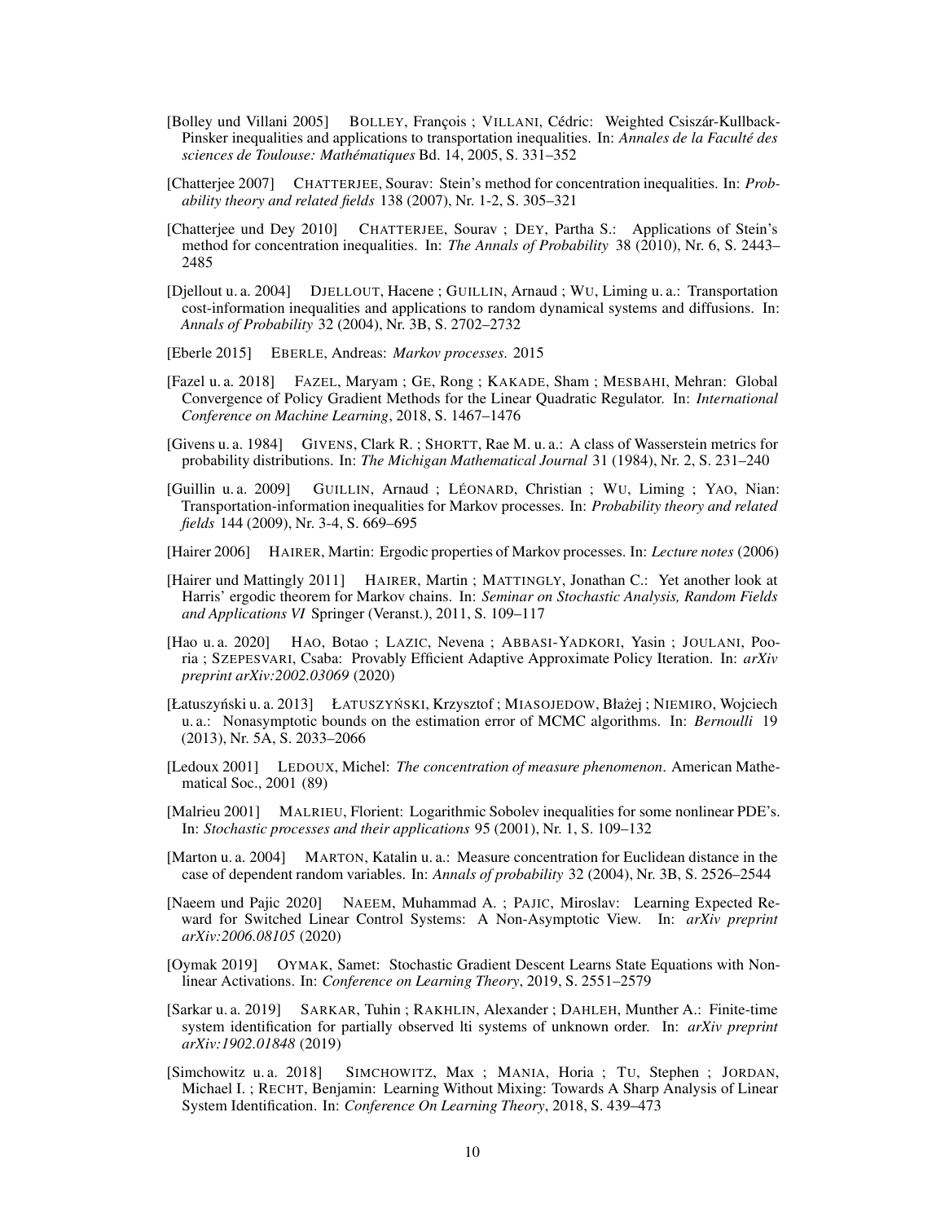[Bolley und Villani 2005] BOLLEY, François ; VILLANI, Cédric: Weighted Csiszár-Kullback-Pinsker inequalities and applications to transportation inequalities. In: *Annales de la Faculté des sciences de Toulouse: Mathématiques* Bd. 14, 2005, S. 331–352

[Chatterjee 2007] CHATTERJEE, Sourav: Stein's method for concentration inequalities. In: *Probability theory and related fields* 138 (2007), Nr. 1-2, S. 305–321

[Chatterjee und Dey 2010] CHATTERJEE, Sourav ; DEY, Partha S.: Applications of Stein's method for concentration inequalities. In: *The Annals of Probability* 38 (2010), Nr. 6, S. 2443–2485

[Djellout u. a. 2004] DJELLOUT, Hacene ; GUILLIN, Arnaud ; WU, Liming u. a.: Transportation cost-information inequalities and applications to random dynamical systems and diffusions. In: *Annals of Probability* 32 (2004), Nr. 3B, S. 2702–2732

[Eberle 2015] EBERLE, Andreas: *Markov processes*. 2015

[Fazel u. a. 2018] FAZEL, Maryam ; GE, Rong ; KAKADE, Sham ; MESBAHI, Mehran: Global Convergence of Policy Gradient Methods for the Linear Quadratic Regulator. In: *International Conference on Machine Learning*, 2018, S. 1467–1476

[Givens u. a. 1984] GIVENS, Clark R. ; SHORTT, Rae M. u. a.: A class of Wasserstein metrics for probability distributions. In: *The Michigan Mathematical Journal* 31 (1984), Nr. 2, S. 231–240

[Guillin u. a. 2009] GUILLIN, Arnaud ; LÉONARD, Christian ; WU, Liming ; YAO, Nian: Transportation-information inequalities for Markov processes. In: *Probability theory and related fields* 144 (2009), Nr. 3-4, S. 669–695

[Hairer 2006] HAIRER, Martin: Ergodic properties of Markov processes. In: *Lecture notes* (2006)

[Hairer und Mattingly 2011] HAIRER, Martin ; MATTINGLY, Jonathan C.: Yet another look at Harris' ergodic theorem for Markov chains. In: *Seminar on Stochastic Analysis, Random Fields and Applications VI* Springer (Veranst.), 2011, S. 109–117

[Hao u. a. 2020] HAO, Botao ; LAZIC, Nevena ; ABBASI-YADKORI, Yasin ; JOULANI, Pooria ; SZEPESVARI, Csaba: Provably Efficient Adaptive Approximate Policy Iteration. In: *arXiv preprint arXiv:2002.03069* (2020)

[Łatuszyński u. a. 2013] ŁATUSZYŃSKI, Krzysztof ; MIASOJEDOW, Błażej ; NIEMIRO, Wojciech u. a.: Nonasymptotic bounds on the estimation error of MCMC algorithms. In: *Bernoulli* 19 (2013), Nr. 5A, S. 2033–2066

[Ledoux 2001] LEDOUX, Michel: *The concentration of measure phenomenon*. American Mathematical Soc., 2001 (89)

[Malrieu 2001] MALRIEU, Florient: Logarithmic Sobolev inequalities for some nonlinear PDE's. In: *Stochastic processes and their applications* 95 (2001), Nr. 1, S. 109–132

[Marton u. a. 2004] MARTON, Katalin u. a.: Measure concentration for Euclidean distance in the case of dependent random variables. In: *Annals of probability* 32 (2004), Nr. 3B, S. 2526–2544

[Naeem und Pajic 2020] NAEEM, Muhammad A. ; PAJIC, Miroslav: Learning Expected Reward for Switched Linear Control Systems: A Non-Asymptotic View. In: *arXiv preprint arXiv:2006.08105* (2020)

[Oymak 2019] OYMAK, Samet: Stochastic Gradient Descent Learns State Equations with Nonlinear Activations. In: *Conference on Learning Theory*, 2019, S. 2551–2579

[Sarkar u. a. 2019] SARKAR, Tuhin ; RAKHLIN, Alexander ; DAHLEH, Munther A.: Finite-time system identification for partially observed lti systems of unknown order. In: *arXiv preprint arXiv:1902.01848* (2019)

[Simchowitz u. a. 2018] SIMCHOWITZ, Max ; MANIA, Horia ; TU, Stephen ; JORDAN, Michael I. ; RECHT, Benjamin: Learning Without Mixing: Towards A Sharp Analysis of Linear System Identification. In: *Conference On Learning Theory*, 2018, S. 439–473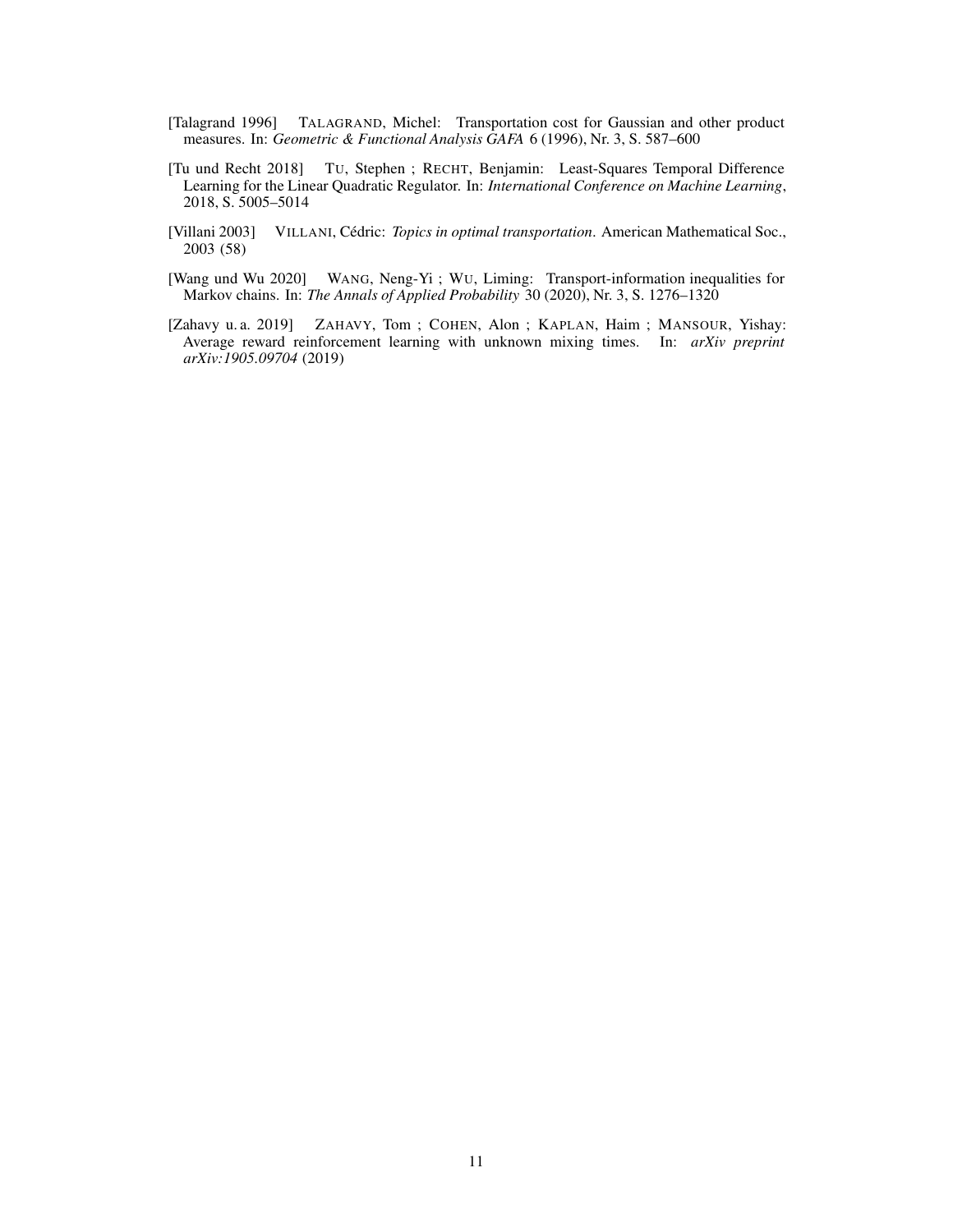[Talagrand 1996] TALAGRAND, Michel: Transportation cost for Gaussian and other product measures. In: *Geometric & Functional Analysis GAFA* 6 (1996), Nr. 3, S. 587–600

[Tu und Recht 2018] TU, Stephen ; RECHT, Benjamin: Least-Squares Temporal Difference Learning for the Linear Quadratic Regulator. In: *International Conference on Machine Learning*, 2018, S. 5005–5014

[Villani 2003] VILLANI, Cédric: *Topics in optimal transportation*. American Mathematical Soc., 2003 (58)

[Wang und Wu 2020] WANG, Neng-Yi ; WU, Liming: Transport-information inequalities for Markov chains. In: *The Annals of Applied Probability* 30 (2020), Nr. 3, S. 1276–1320

[Zahavy u. a. 2019] ZAHAVY, Tom ; COHEN, Alon ; KAPLAN, Haim ; MANSOUR, Yishay: Average reward reinforcement learning with unknown mixing times. In: *arXiv preprint arXiv:1905.09704* (2019)